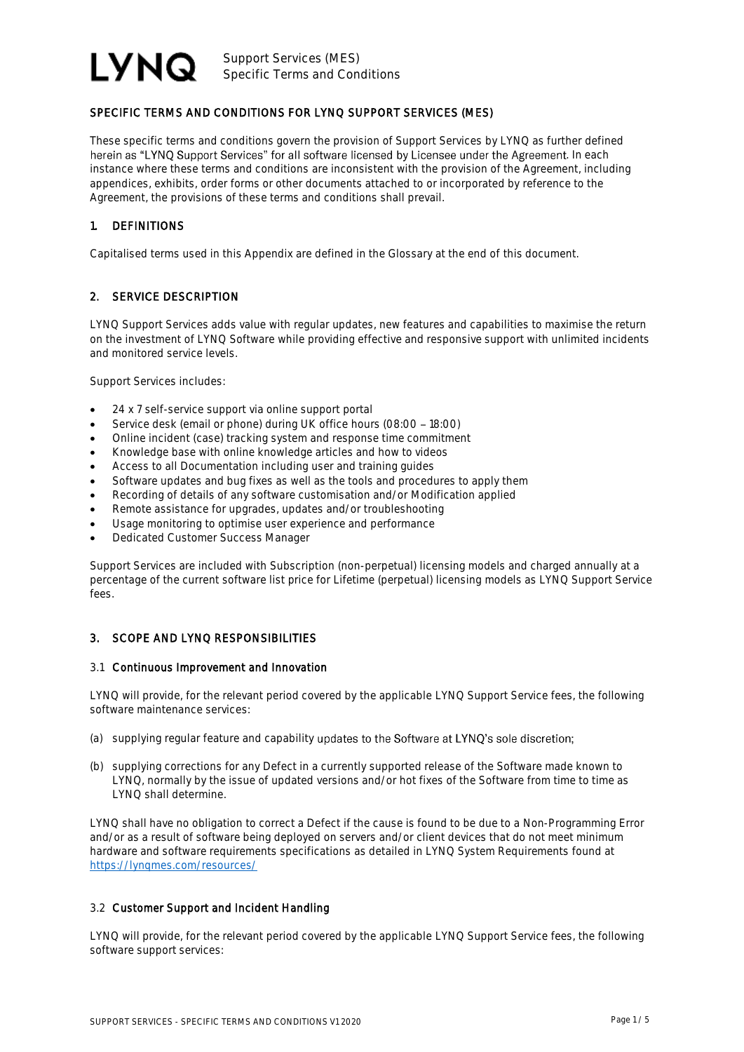# SPECIFIC TERMS AND CONDITIONS FOR LYNQ SUPPORT SERVICES (MES)

These specific terms and conditions govern the provision of Support Services by LYNQ as further defined herein as "LYNQ Support Services" for all software licensed by Licensee under the Agreement. In each instance where these terms and conditions are inconsistent with the provision of the Agreement, including appendices, exhibits, order forms or other documents attached to or incorporated by reference to the Agreement, the provisions of these terms and conditions shall prevail.

## 1. DEFINITIONS

Capitalised terms used in this Appendix are defined in the Glossary at the end of this document.

## 2. SERVICE DESCRIPTION

LYNQ Support Services adds value with regular updates, new features and capabilities to maximise the return on the investment of LYNQ Software while providing effective and responsive support with unlimited incidents and monitored service levels.

Support Services includes:

- 24 x 7 self-service support via online support portal
- Service desk (email or phone) during UK office hours (08:00 – 18:00)
- Online incident (case) tracking system and response time commitment
- Knowledge base with online knowledge articles and how to videos
- Access to all Documentation including user and training guides
- Software updates and bug fixes as well as the tools and procedures to apply them
- Recording of details of any software customisation and/or Modification applied
- Remote assistance for upgrades, updates and/or troubleshooting
- Usage monitoring to optimise user experience and performance
- Dedicated Customer Success Manager

Support Services are included with Subscription (non-perpetual) licensing models and charged annually at a percentage of the current software list price for Lifetime (perpetual) licensing models as LYNQ Support Service fees.

## 3. SCOPE AND LYNQ RESPONSIBILITIES

### 3.1 Continuous Improvement and Innovation

LYNQ will provide, for the relevant period covered by the applicable LYNQ Support Service fees, the following software maintenance services:

(a) supplying regular feature and capability updates to the Software at LYNQ's sole discretion;

(b) supplying corrections for any Defect in a currently supported release of the Software made known to LYNQ, normally by the issue of updated versions and/or hot fixes of the Software from time to time as LYNQ shall determine.

LYNQ shall have no obligation to correct a Defect if the cause is found to be due to a Non-Programming Error and/or as a result of software being deployed on servers and/or client devices that do not meet minimum hardware and software requirements specifications as detailed in LYNQ System Requirements found at [https://lynqmes.com/resources/](https://lynqmes.com/resources/)

### 3.2 Customer Support and Incident Handling

LYNQ will provide, for the relevant period covered by the applicable LYNQ Support Service fees, the following software support services: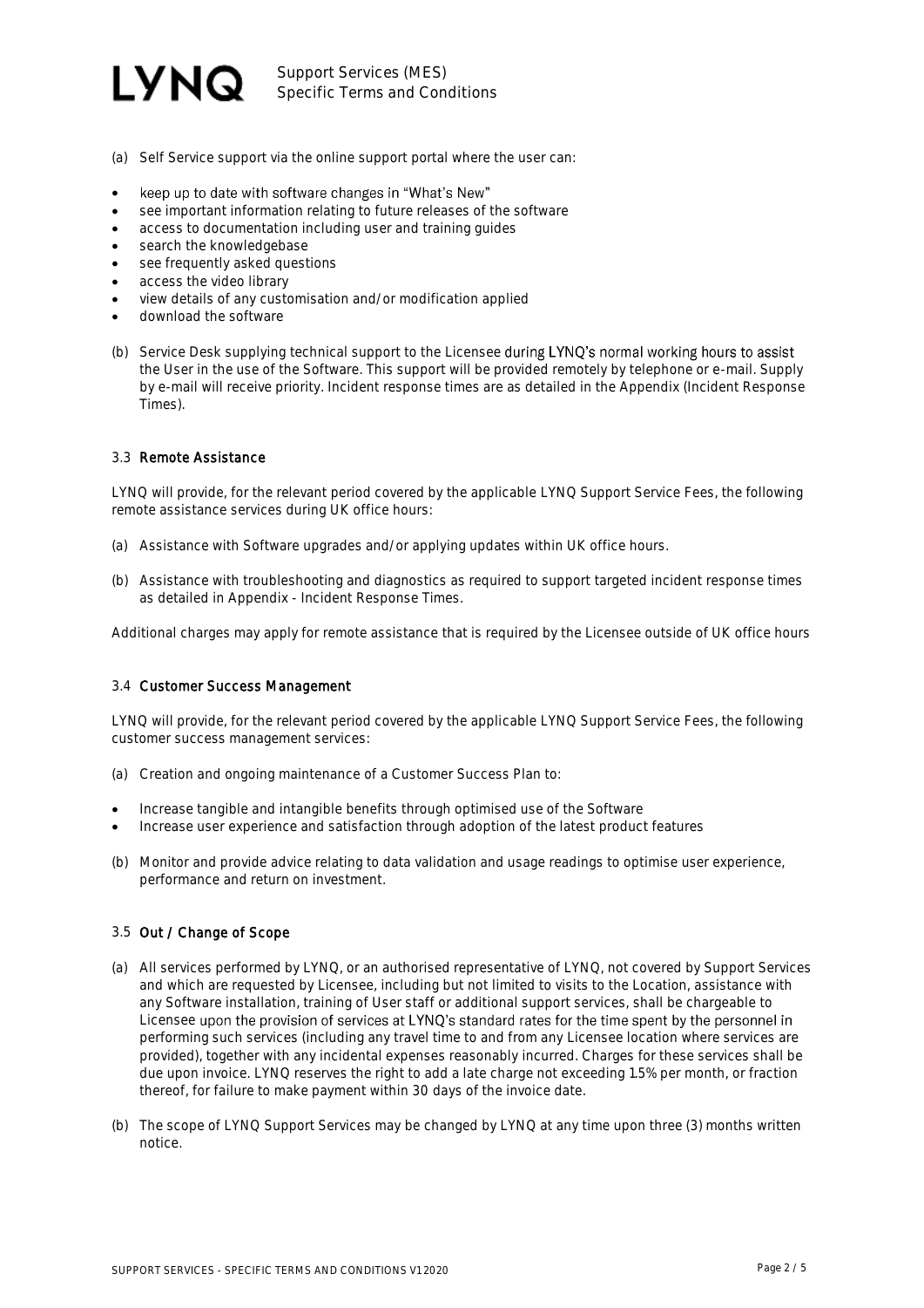(a) Self Service support via the online support portal where the user can:

- keep up to date with software changes in "What's New"
- see important information relating to future releases of the software
- access to documentation including user and training guides
- search the knowledgebase
- see frequently asked questions
- access the video library
- view details of any customisation and/or modification applied
- download the software

(b) Service Desk supplying technical support to the Licensee during LYNQ's normal working hours to assist the User in the use of the Software. This support will be provided remotely by telephone or e-mail. Supply by e-mail will receive priority. Incident response times are as detailed in the Appendix (Incident Response Times).

### 3.3 Remote Assistance

LYNQ will provide, for the relevant period covered by the applicable LYNQ Support Service Fees, the following remote assistance services during UK office hours:

(a) Assistance with Software upgrades and/or applying updates within UK office hours.

(b) Assistance with troubleshooting and diagnostics as required to support targeted incident response times as detailed in Appendix - Incident Response Times.

Additional charges may apply for remote assistance that is required by the Licensee outside of UK office hours

### 3.4 Customer Success Management

LYNQ will provide, for the relevant period covered by the applicable LYNQ Support Service Fees, the following customer success management services:

(a) Creation and ongoing maintenance of a Customer Success Plan to:

- Increase tangible and intangible benefits through optimised use of the Software
- Increase user experience and satisfaction through adoption of the latest product features

(b) Monitor and provide advice relating to data validation and usage readings to optimise user experience, performance and return on investment.

### 3.5 Out / Change of Scope

(a) All services performed by LYNQ, or an authorised representative of LYNQ, not covered by Support Services and which are requested by Licensee, including but not limited to visits to the Location, assistance with any Software installation, training of User staff or additional support services, shall be chargeable to Licensee upon the provision of services at LYNQ's standard rates for the time spent by the personnel in performing such services (including any travel time to and from any Licensee location where services are provided), together with any incidental expenses reasonably incurred. Charges for these services shall be due upon invoice. LYNQ reserves the right to add a late charge not exceeding 1.5% per month, or fraction thereof, for failure to make payment within 30 days of the invoice date.

(b) The scope of LYNQ Support Services may be changed by LYNQ at any time upon three (3) months written notice.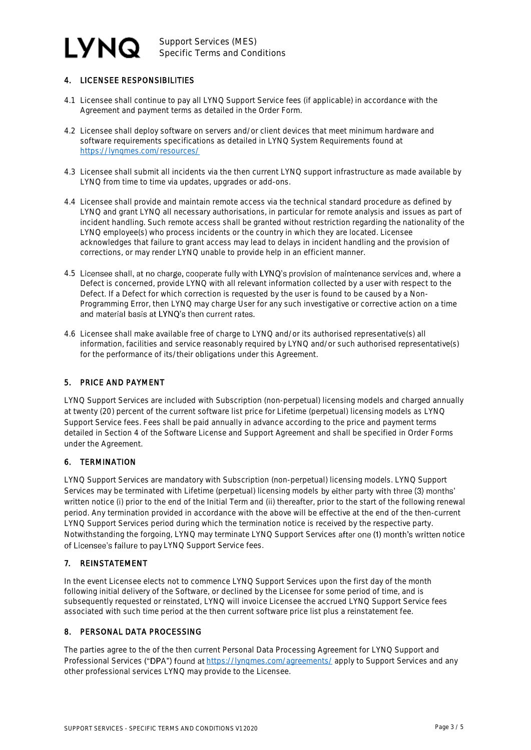## 4. LICENSEE RESPONSIBILITIES

4.1 Licensee shall continue to pay all LYNQ Support Service fees (if applicable) in accordance with the Agreement and payment terms as detailed in the Order Form.

4.2 Licensee shall deploy software on servers and/or client devices that meet minimum hardware and software requirements specifications as detailed in LYNQ System Requirements found at https://lynqmes.com/resources/

4.3 Licensee shall submit all incidents via the then current LYNQ support infrastructure as made available by LYNQ from time to time via updates, upgrades or add-ons.

4.4 Licensee shall provide and maintain remote access via the technical standard procedure as defined by LYNQ and grant LYNQ all necessary authorisations, in particular for remote analysis and issues as part of incident handling. Such remote access shall be granted without restriction regarding the nationality of the LYNQ employee(s) who process incidents or the country in which they are located. Licensee acknowledges that failure to grant access may lead to delays in incident handling and the provision of corrections, or may render LYNQ unable to provide help in an efficient manner.

4.5 Licensee shall, at no charge, cooperate fully with LYNQ's provision of maintenance services and, where a Defect is concerned, provide LYNQ with all relevant information collected by a user with respect to the Defect. If a Defect for which correction is requested by the user is found to be caused by a Non-Programming Error, then LYNQ may charge User for any such investigative or corrective action on a time and material basis at LYNQ's then current rates.

4.6 Licensee shall make available free of charge to LYNQ and/or its authorised representative(s) all information, facilities and service reasonably required by LYNQ and/or such authorised representative(s) for the performance of its/their obligations under this Agreement.

## 5. PRICE AND PAYMENT

LYNQ Support Services are included with Subscription (non-perpetual) licensing models and charged annually at twenty (20) percent of the current software list price for Lifetime (perpetual) licensing models as LYNQ Support Service fees. Fees shall be paid annually in advance according to the price and payment terms detailed in Section 4 of the Software License and Support Agreement and shall be specified in Order Forms under the Agreement.

## 6. TERMINATION

LYNQ Support Services are mandatory with Subscription (non-perpetual) licensing models. LYNQ Support Services may be terminated with Lifetime (perpetual) licensing models by either party with three (3) months' written notice (i) prior to the end of the Initial Term and (ii) thereafter, prior to the start of the following renewal period. Any termination provided in accordance with the above will be effective at the end of the then-current LYNQ Support Services period during which the termination notice is received by the respective party. Notwithstanding the forgoing, LYNQ may terminate LYNQ Support Services after one (1) month's written notice of Licensee's failure to pay LYNQ Support Service fees.

## 7. REINSTATEMENT

In the event Licensee elects not to commence LYNQ Support Services upon the first day of the month following initial delivery of the Software, or declined by the Licensee for some period of time, and is subsequently requested or reinstated, LYNQ will invoice Licensee the accrued LYNQ Support Service fees associated with such time period at the then current software price list plus a reinstatement fee.

## 8. PERSONAL DATA PROCESSING

The parties agree to the of the then current Personal Data Processing Agreement for LYNQ Support and Professional Services ("DPA") found at https://lynqmes.com/agreements/ apply to Support Services and any other professional services LYNQ may provide to the Licensee.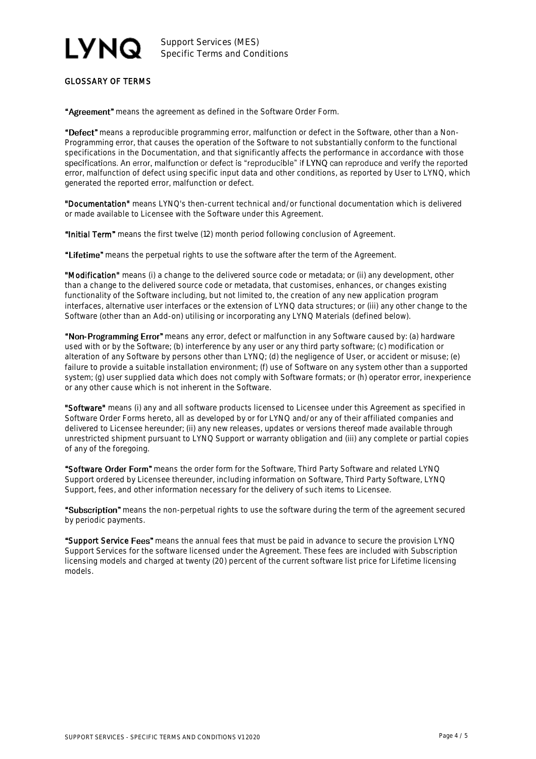## GLOSSARY OF TERMS

**"Agreement"** means the agreement as defined in the Software Order Form.

**"Defect"** means a reproducible programming error, malfunction or defect in the Software, other than a Non-Programming error, that causes the operation of the Software to not substantially conform to the functional specifications in the Documentation, and that significantly affects the performance in accordance with those specifications. An error, malfunction or defect is "reproducible" if LYNQ can reproduce and verify the reported error, malfunction of defect using specific input data and other conditions, as reported by User to LYNQ, which generated the reported error, malfunction or defect.

**"Documentation"** means LYNQ's then-current technical and/or functional documentation which is delivered or made available to Licensee with the Software under this Agreement.

**"Initial Term"** means the first twelve (12) month period following conclusion of Agreement.

**"Lifetime"** means the perpetual rights to use the software after the term of the Agreement.

**"Modification"** means (i) a change to the delivered source code or metadata; or (ii) any development, other than a change to the delivered source code or metadata, that customises, enhances, or changes existing functionality of the Software including, but not limited to, the creation of any new application program interfaces, alternative user interfaces or the extension of LYNQ data structures; or (iii) any other change to the Software (other than an Add-on) utilising or incorporating any LYNQ Materials (defined below).

**"Non-Programming Error"** means any error, defect or malfunction in any Software caused by: (a) hardware used with or by the Software; (b) interference by any user or any third party software; (c) modification or alteration of any Software by persons other than LYNQ; (d) the negligence of User, or accident or misuse; (e) failure to provide a suitable installation environment; (f) use of Software on any system other than a supported system; (g) user supplied data which does not comply with Software formats; or (h) operator error, inexperience or any other cause which is not inherent in the Software.

**"Software"** means (i) any and all software products licensed to Licensee under this Agreement as specified in Software Order Forms hereto, all as developed by or for LYNQ and/or any of their affiliated companies and delivered to Licensee hereunder; (ii) any new releases, updates or versions thereof made available through unrestricted shipment pursuant to LYNQ Support or warranty obligation and (iii) any complete or partial copies of any of the foregoing.

**"Software Order Form"** means the order form for the Software, Third Party Software and related LYNQ Support ordered by Licensee thereunder, including information on Software, Third Party Software, LYNQ Support, fees, and other information necessary for the delivery of such items to Licensee.

**"Subscription"** means the non-perpetual rights to use the software during the term of the agreement secured by periodic payments.

**"Support Service Fees"** means the annual fees that must be paid in advance to secure the provision LYNQ Support Services for the software licensed under the Agreement. These fees are included with Subscription licensing models and charged at twenty (20) percent of the current software list price for Lifetime licensing models.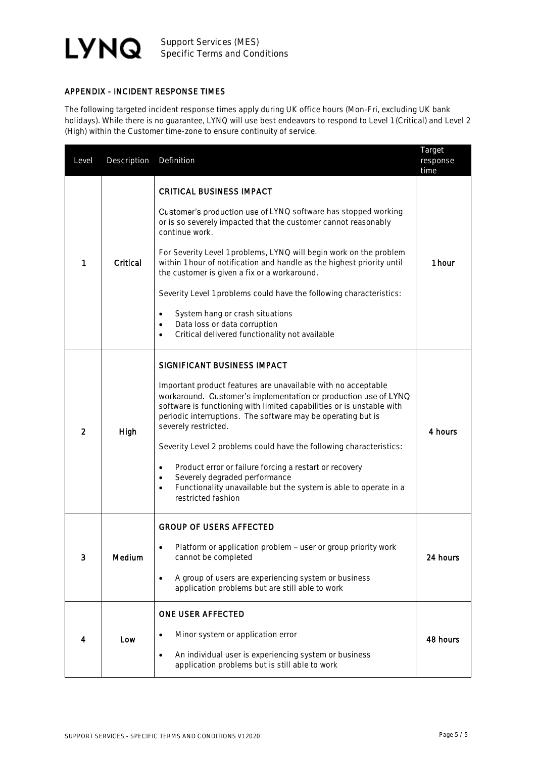## APPENDIX – INCIDENT RESPONSE TIMES

The following targeted incident response times apply during UK office hours (Mon-Fri, excluding UK bank holidays). While there is no guarantee, LYNQ will use best endeavors to respond to Level 1 (Critical) and Level 2 (High) within the Customer time-zone to ensure continuity of service.

| Level | Description | Definition | Target response time |
|---|---|---|---|
| 1 | **Critical** | **CRITICAL BUSINESS IMPACT**<br><br>Customer's production use of LYNQ software has stopped working or is so severely impacted that the customer cannot reasonably continue work.<br><br>For Severity Level 1 problems, LYNQ will begin work on the problem within 1 hour of notification and handle as the highest priority until the customer is given a fix or a workaround.<br><br>Severity Level 1 problems could have the following characteristics:<br><br>• System hang or crash situations<br>• Data loss or data corruption<br>• Critical delivered functionality not available | **1 hour** |
| 2 | **High** | **SIGNIFICANT BUSINESS IMPACT**<br><br>Important product features are unavailable with no acceptable workaround. Customer's implementation or production use of LYNQ software is functioning with limited capabilities or is unstable with periodic interruptions. The software may be operating but is severely restricted.<br><br>Severity Level 2 problems could have the following characteristics:<br><br>• Product error or failure forcing a restart or recovery<br>• Severely degraded performance<br>• Functionality unavailable but the system is able to operate in a restricted fashion | **4 hours** |
| 3 | **Medium** | **GROUP OF USERS AFFECTED**<br><br>• Platform or application problem – user or group priority work cannot be completed<br><br>• A group of users are experiencing system or business application problems but are still able to work | **24 hours** |
| 4 | **Low** | **ONE USER AFFECTED**<br><br>• Minor system or application error<br><br>• An individual user is experiencing system or business application problems but is still able to work | **48 hours** |